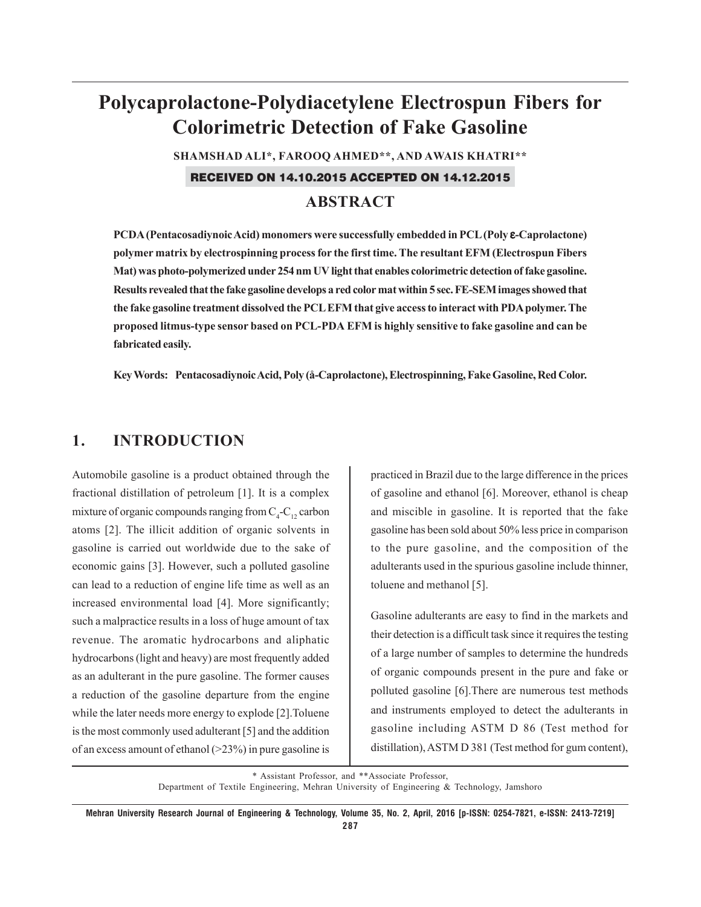# Polycaprolactone-Polydiacetylene Electrospun Fibers for Colorimetric Detection of Fake Gasoline

**SHAMSHAD ALI*, FAROOQ AHMED**, AND AWAIS KHATRI****

**RECEIVED ON 14.10.2015 ACCEPTED ON 14.12.2015**

## ABSTRACT

**PCDA (Pentacosadiynoic Acid) monomers were successfully embedded in PCL (Poly ε-Caprolactone) polymer matrix by electrospinning process for the first time. The resultant EFM (Electrospun Fibers Mat) was photo-polymerized under 254 nm UV light that enables colorimetric detection of fake gasoline. Results revealed that the fake gasoline develops a red color mat within 5 sec. FE-SEM images showed that the fake gasoline treatment dissolved the PCL EFM that give access to interact with PDA polymer. The proposed litmus-type sensor based on PCL-PDA EFM is highly sensitive to fake gasoline and can be fabricated easily.**

**Key Words: Pentacosadiynoic Acid, Poly (â-Caprolactone), Electrospinning, Fake Gasoline, Red Color.**

## 1. INTRODUCTION

Automobile gasoline is a product obtained through the fractional distillation of petroleum [1]. It is a complex mixture of organic compounds ranging from $C_4$-$C_{12}$ carbon atoms [2]. The illicit addition of organic solvents in gasoline is carried out worldwide due to the sake of economic gains [3]. However, such a polluted gasoline can lead to a reduction of engine life time as well as an increased environmental load [4]. More significantly; such a malpractice results in a loss of huge amount of tax revenue. The aromatic hydrocarbons and aliphatic hydrocarbons (light and heavy) are most frequently added as an adulterant in the pure gasoline. The former causes a reduction of the gasoline departure from the engine while the later needs more energy to explode [2].Toluene is the most commonly used adulterant [5] and the addition of an excess amount of ethanol (>23%) in pure gasoline is practiced in Brazil due to the large difference in the prices of gasoline and ethanol [6]. Moreover, ethanol is cheap and miscible in gasoline. It is reported that the fake gasoline has been sold about 50% less price in comparison to the pure gasoline, and the composition of the adulterants used in the spurious gasoline include thinner, toluene and methanol [5].

Gasoline adulterants are easy to find in the markets and their detection is a difficult task since it requires the testing of a large number of samples to determine the hundreds of organic compounds present in the pure and fake or polluted gasoline [6].There are numerous test methods and instruments employed to detect the adulterants in gasoline including ASTM D 86 (Test method for distillation), ASTM D 381 (Test method for gum content),

\* Assistant Professor, and **Associate Professor,
Department of Textile Engineering, Mehran University of Engineering & Technology, Jamshoro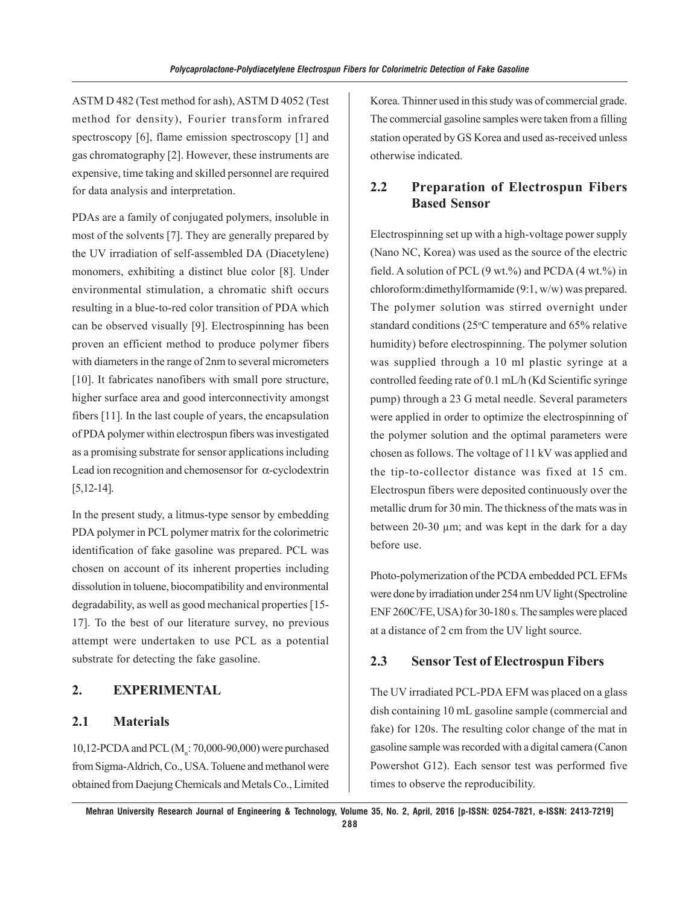ASTM D 482 (Test method for ash), ASTM D 4052 (Test method for density), Fourier transform infrared spectroscopy [6], flame emission spectroscopy [1] and gas chromatography [2]. However, these instruments are expensive, time taking and skilled personnel are required for data analysis and interpretation.

PDAs are a family of conjugated polymers, insoluble in most of the solvents [7]. They are generally prepared by the UV irradiation of self-assembled DA (Diacetylene) monomers, exhibiting a distinct blue color [8]. Under environmental stimulation, a chromatic shift occurs resulting in a blue-to-red color transition of PDA which can be observed visually [9]. Electrospinning has been proven an efficient method to produce polymer fibers with diameters in the range of 2nm to several micrometers [10]. It fabricates nanofibers with small pore structure, higher surface area and good interconnectivity amongst fibers [11]. In the last couple of years, the encapsulation of PDA polymer within electrospun fibers was investigated as a promising substrate for sensor applications including Lead ion recognition and chemosensor for $\alpha$-cyclodextrin [5,12-14].

In the present study, a litmus-type sensor by embedding PDA polymer in PCL polymer matrix for the colorimetric identification of fake gasoline was prepared. PCL was chosen on account of its inherent properties including dissolution in toluene, biocompatibility and environmental degradability, as well as good mechanical properties [15-17]. To the best of our literature survey, no previous attempt were undertaken to use PCL as a potential substrate for detecting the fake gasoline.

## 2. EXPERIMENTAL

### 2.1 Materials

10,12-PCDA and PCL ($M_n$: 70,000-90,000) were purchased from Sigma-Aldrich, Co., USA. Toluene and methanol were obtained from Daejung Chemicals and Metals Co., Limited Korea. Thinner used in this study was of commercial grade. The commercial gasoline samples were taken from a filling station operated by GS Korea and used as-received unless otherwise indicated.

### 2.2 Preparation of Electrospun Fibers Based Sensor

Electrospinning set up with a high-voltage power supply (Nano NC, Korea) was used as the source of the electric field. A solution of PCL (9 wt.%) and PCDA (4 wt.%) in chloroform:dimethylformamide (9:1, w/w) was prepared. The polymer solution was stirred overnight under standard conditions (25°C temperature and 65% relative humidity) before electrospinning. The polymer solution was supplied through a 10 ml plastic syringe at a controlled feeding rate of 0.1 mL/h (Kd Scientific syringe pump) through a 23 G metal needle. Several parameters were applied in order to optimize the electrospinning of the polymer solution and the optimal parameters were chosen as follows. The voltage of 11 kV was applied and the tip-to-collector distance was fixed at 15 cm. Electrospun fibers were deposited continuously over the metallic drum for 30 min. The thickness of the mats was in between 20-30 μm; and was kept in the dark for a day before use.

Photo-polymerization of the PCDA embedded PCL EFMs were done by irradiation under 254 nm UV light (Spectroline ENF 260C/FE, USA) for 30-180 s. The samples were placed at a distance of 2 cm from the UV light source.

### 2.3 Sensor Test of Electrospun Fibers

The UV irradiated PCL-PDA EFM was placed on a glass dish containing 10 mL gasoline sample (commercial and fake) for 120s. The resulting color change of the mat in gasoline sample was recorded with a digital camera (Canon Powershot G12). Each sensor test was performed five times to observe the reproducibility.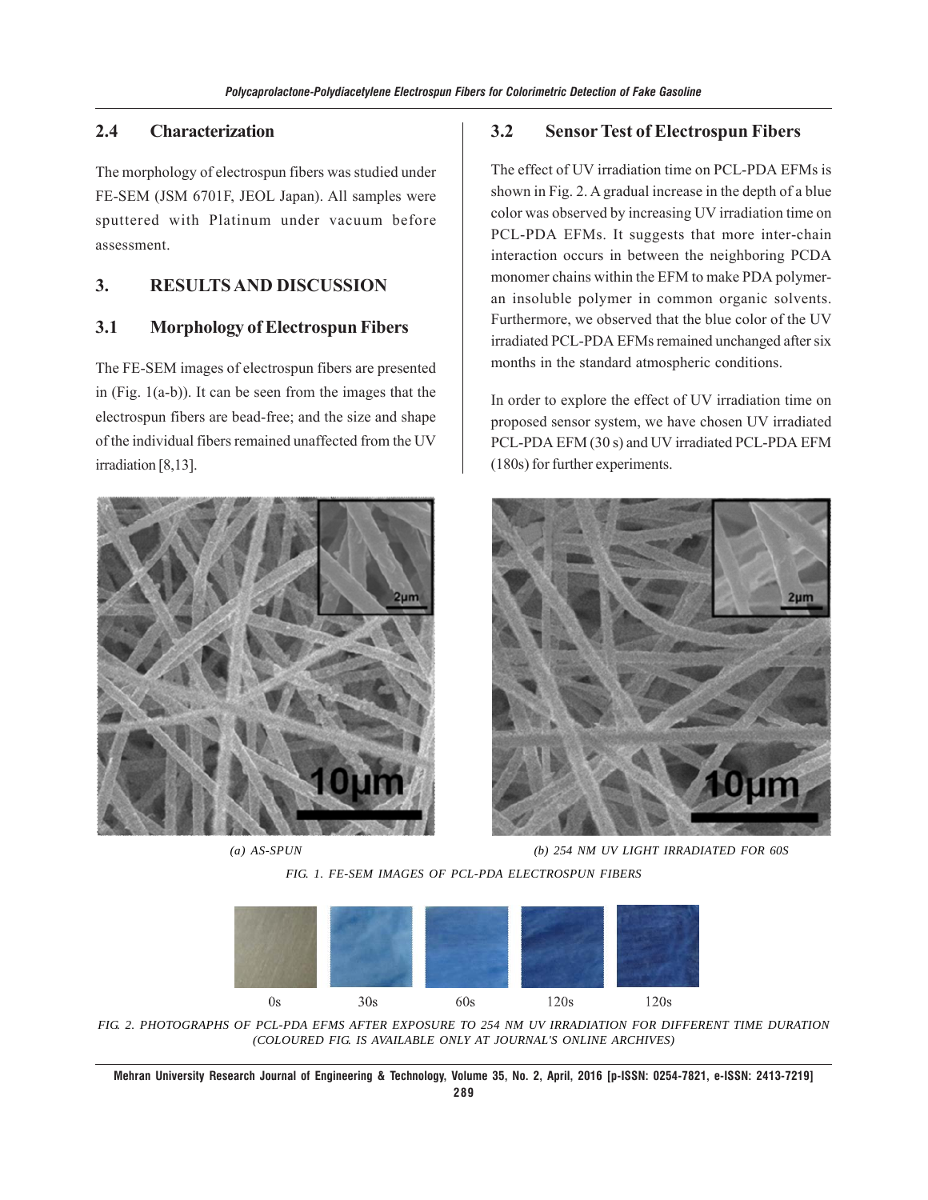## 2.4 Characterization

The morphology of electrospun fibers was studied under FE-SEM (JSM 6701F, JEOL Japan). All samples were sputtered with Platinum under vacuum before assessment.

# 3. RESULTS AND DISCUSSION

## 3.1 Morphology of Electrospun Fibers

The FE-SEM images of electrospun fibers are presented in (Fig. 1(a-b)). It can be seen from the images that the electrospun fibers are bead-free; and the size and shape of the individual fibers remained unaffected from the UV irradiation [8,13].

## 3.2 Sensor Test of Electrospun Fibers

The effect of UV irradiation time on PCL-PDA EFMs is shown in Fig. 2. A gradual increase in the depth of a blue color was observed by increasing UV irradiation time on PCL-PDA EFMs. It suggests that more inter-chain interaction occurs in between the neighboring PCDA monomer chains within the EFM to make PDA polymer-an insoluble polymer in common organic solvents. Furthermore, we observed that the blue color of the UV irradiated PCL-PDA EFMs remained unchanged after six months in the standard atmospheric conditions.

In order to explore the effect of UV irradiation time on proposed sensor system, we have chosen UV irradiated PCL-PDA EFM (30 s) and UV irradiated PCL-PDA EFM (180s) for further experiments.

*(a) AS-SPUN* *(b) 254 NM UV LIGHT IRRADIATED FOR 60S*

*FIG. 1. FE-SEM IMAGES OF PCL-PDA ELECTROSPUN FIBERS*

0s 30s 60s 120s 120s

*FIG. 2. PHOTOGRAPHS OF PCL-PDA EFMS AFTER EXPOSURE TO 254 NM UV IRRADIATION FOR DIFFERENT TIME DURATION (COLOURED FIG. IS AVAILABLE ONLY AT JOURNAL'S ONLINE ARCHIVES)*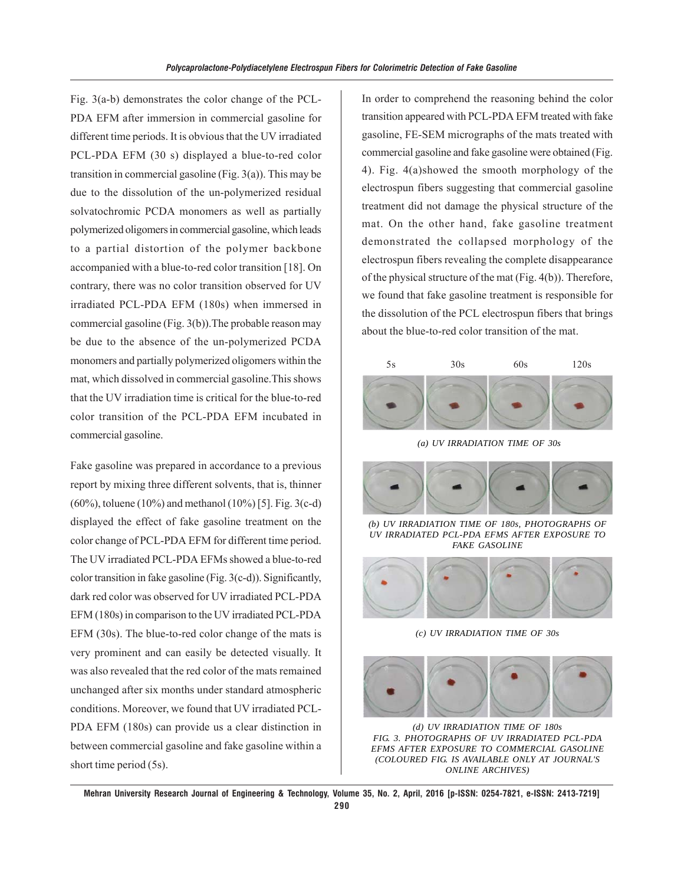Fig. 3(a-b) demonstrates the color change of the PCL-PDA EFM after immersion in commercial gasoline for different time periods. It is obvious that the UV irradiated PCL-PDA EFM (30 s) displayed a blue-to-red color transition in commercial gasoline (Fig. 3(a)). This may be due to the dissolution of the un-polymerized residual solvatochromic PCDA monomers as well as partially polymerized oligomers in commercial gasoline, which leads to a partial distortion of the polymer backbone accompanied with a blue-to-red color transition [18]. On contrary, there was no color transition observed for UV irradiated PCL-PDA EFM (180s) when immersed in commercial gasoline (Fig. 3(b)).The probable reason may be due to the absence of the un-polymerized PCDA monomers and partially polymerized oligomers within the mat, which dissolved in commercial gasoline.This shows that the UV irradiation time is critical for the blue-to-red color transition of the PCL-PDA EFM incubated in commercial gasoline.

Fake gasoline was prepared in accordance to a previous report by mixing three different solvents, that is, thinner (60%), toluene (10%) and methanol (10%) [5]. Fig. 3(c-d) displayed the effect of fake gasoline treatment on the color change of PCL-PDA EFM for different time period. The UV irradiated PCL-PDA EFMs showed a blue-to-red color transition in fake gasoline (Fig. 3(c-d)). Significantly, dark red color was observed for UV irradiated PCL-PDA EFM (180s) in comparison to the UV irradiated PCL-PDA EFM (30s). The blue-to-red color change of the mats is very prominent and can easily be detected visually. It was also revealed that the red color of the mats remained unchanged after six months under standard atmospheric conditions. Moreover, we found that UV irradiated PCL-PDA EFM (180s) can provide us a clear distinction in between commercial gasoline and fake gasoline within a short time period (5s).

In order to comprehend the reasoning behind the color transition appeared with PCL-PDA EFM treated with fake gasoline, FE-SEM micrographs of the mats treated with commercial gasoline and fake gasoline were obtained (Fig. 4). Fig. 4(a)showed the smooth morphology of the electrospun fibers suggesting that commercial gasoline treatment did not damage the physical structure of the mat. On the other hand, fake gasoline treatment demonstrated the collapsed morphology of the electrospun fibers revealing the complete disappearance of the physical structure of the mat (Fig. 4(b)). Therefore, we found that fake gasoline treatment is responsible for the dissolution of the PCL electrospun fibers that brings about the blue-to-red color transition of the mat.

5s 30s 60s 120s

*(a) UV IRRADIATION TIME OF 30s*

*(b) UV IRRADIATION TIME OF 180s, PHOTOGRAPHS OF UV IRRADIATED PCL-PDA EFMS AFTER EXPOSURE TO FAKE GASOLINE*

*(c) UV IRRADIATION TIME OF 30s*

*(d) UV IRRADIATION TIME OF 180s*

*FIG. 3. PHOTOGRAPHS OF UV IRRADIATED PCL-PDA EFMS AFTER EXPOSURE TO COMMERCIAL GASOLINE (COLOURED FIG. IS AVAILABLE ONLY AT JOURNAL'S ONLINE ARCHIVES)*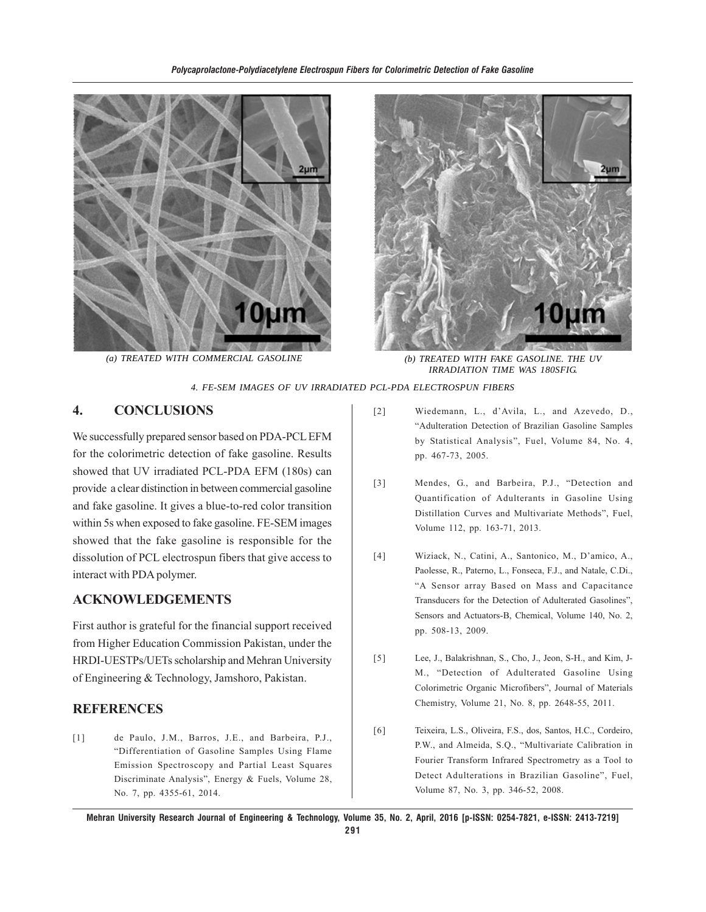(a) TREATED WITH COMMERCIAL GASOLINE

(b) TREATED WITH FAKE GASOLINE. THE UV IRRADIATION TIME WAS 180SFIG.

4. FE-SEM IMAGES OF UV IRRADIATED PCL-PDA ELECTROSPUN FIBERS

## 4. CONCLUSIONS

We successfully prepared sensor based on PDA-PCL EFM for the colorimetric detection of fake gasoline. Results showed that UV irradiated PCL-PDA EFM (180s) can provide a clear distinction in between commercial gasoline and fake gasoline. It gives a blue-to-red color transition within 5s when exposed to fake gasoline. FE-SEM images showed that the fake gasoline is responsible for the dissolution of PCL electrospun fibers that give access to interact with PDA polymer.

## ACKNOWLEDGEMENTS

First author is grateful for the financial support received from Higher Education Commission Pakistan, under the HRDI-UESTPs/UETs scholarship and Mehran University of Engineering & Technology, Jamshoro, Pakistan.

## REFERENCES

[1] de Paulo, J.M., Barros, J.E., and Barbeira, P.J., "Differentiation of Gasoline Samples Using Flame Emission Spectroscopy and Partial Least Squares Discriminate Analysis", Energy & Fuels, Volume 28, No. 7, pp. 4355-61, 2014.

[2] Wiedemann, L., d'Avila, L., and Azevedo, D., "Adulteration Detection of Brazilian Gasoline Samples by Statistical Analysis", Fuel, Volume 84, No. 4, pp. 467-73, 2005.

[3] Mendes, G., and Barbeira, P.J., "Detection and Quantification of Adulterants in Gasoline Using Distillation Curves and Multivariate Methods", Fuel, Volume 112, pp. 163-71, 2013.

[4] Wiziack, N., Catini, A., Santonico, M., D'amico, A., Paolesse, R., Paterno, L., Fonseca, F.J., and Natale, C.Di., "A Sensor array Based on Mass and Capacitance Transducers for the Detection of Adulterated Gasolines", Sensors and Actuators-B, Chemical, Volume 140, No. 2, pp. 508-13, 2009.

[5] Lee, J., Balakrishnan, S., Cho, J., Jeon, S-H., and Kim, J-M., "Detection of Adulterated Gasoline Using Colorimetric Organic Microfibers", Journal of Materials Chemistry, Volume 21, No. 8, pp. 2648-55, 2011.

[6] Teixeira, L.S., Oliveira, F.S., dos, Santos, H.C., Cordeiro, P.W., and Almeida, S.Q., "Multivariate Calibration in Fourier Transform Infrared Spectrometry as a Tool to Detect Adulterations in Brazilian Gasoline", Fuel, Volume 87, No. 3, pp. 346-52, 2008.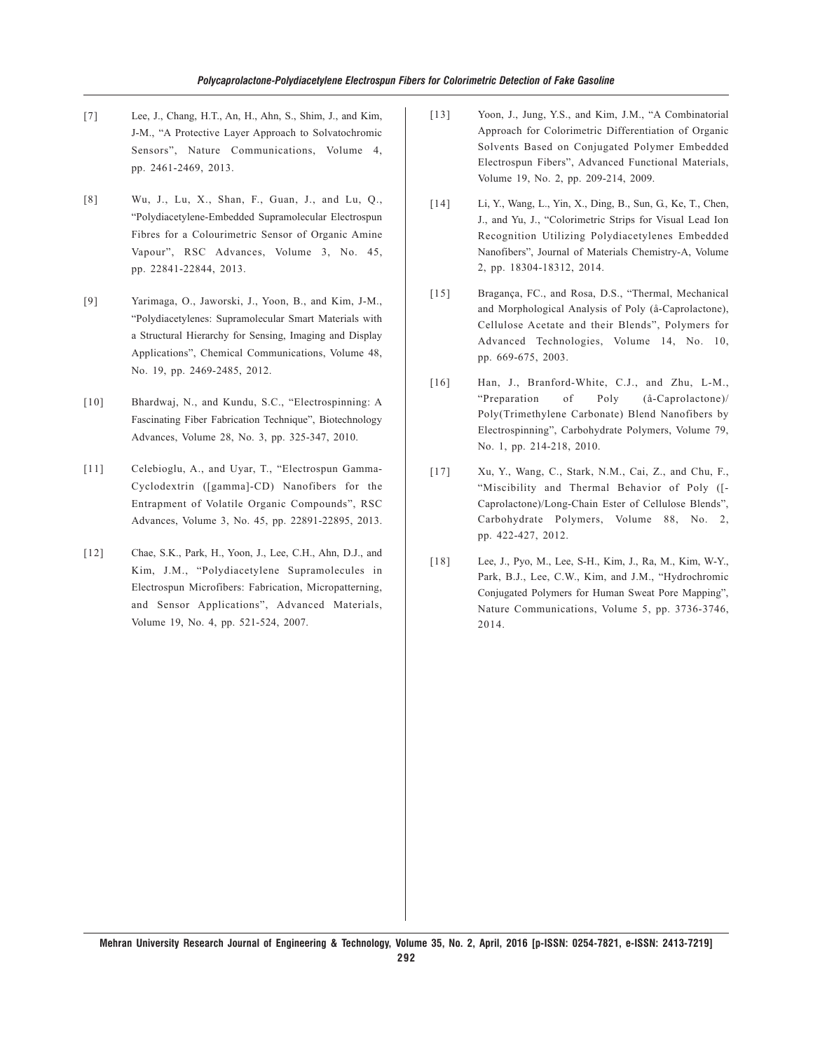[7] Lee, J., Chang, H.T., An, H., Ahn, S., Shim, J., and Kim, J-M., "A Protective Layer Approach to Solvatochromic Sensors", Nature Communications, Volume 4, pp. 2461-2469, 2013.

[8] Wu, J., Lu, X., Shan, F., Guan, J., and Lu, Q., "Polydiacetylene-Embedded Supramolecular Electrospun Fibres for a Colourimetric Sensor of Organic Amine Vapour", RSC Advances, Volume 3, No. 45, pp. 22841-22844, 2013.

[9] Yarimaga, O., Jaworski, J., Yoon, B., and Kim, J-M., "Polydiacetylenes: Supramolecular Smart Materials with a Structural Hierarchy for Sensing, Imaging and Display Applications", Chemical Communications, Volume 48, No. 19, pp. 2469-2485, 2012.

[10] Bhardwaj, N., and Kundu, S.C., "Electrospinning: A Fascinating Fiber Fabrication Technique", Biotechnology Advances, Volume 28, No. 3, pp. 325-347, 2010.

[11] Celebioglu, A., and Uyar, T., "Electrospun Gamma-Cyclodextrin ([gamma]-CD) Nanofibers for the Entrapment of Volatile Organic Compounds", RSC Advances, Volume 3, No. 45, pp. 22891-22895, 2013.

[12] Chae, S.K., Park, H., Yoon, J., Lee, C.H., Ahn, D.J., and Kim, J.M., "Polydiacetylene Supramolecules in Electrospun Microfibers: Fabrication, Micropatterning, and Sensor Applications", Advanced Materials, Volume 19, No. 4, pp. 521-524, 2007.

[13] Yoon, J., Jung, Y.S., and Kim, J.M., "A Combinatorial Approach for Colorimetric Differentiation of Organic Solvents Based on Conjugated Polymer Embedded Electrospun Fibers", Advanced Functional Materials, Volume 19, No. 2, pp. 209-214, 2009.

[14] Li, Y., Wang, L., Yin, X., Ding, B., Sun, G., Ke, T., Chen, J., and Yu, J., "Colorimetric Strips for Visual Lead Ion Recognition Utilizing Polydiacetylenes Embedded Nanofibers", Journal of Materials Chemistry-A, Volume 2, pp. 18304-18312, 2014.

[15] Bragança, FC., and Rosa, D.S., "Thermal, Mechanical and Morphological Analysis of Poly (å-Caprolactone), Cellulose Acetate and their Blends", Polymers for Advanced Technologies, Volume 14, No. 10, pp. 669-675, 2003.

[16] Han, J., Branford-White, C.J., and Zhu, L-M., "Preparation of Poly (å-Caprolactone)/ Poly(Trimethylene Carbonate) Blend Nanofibers by Electrospinning", Carbohydrate Polymers, Volume 79, No. 1, pp. 214-218, 2010.

[17] Xu, Y., Wang, C., Stark, N.M., Cai, Z., and Chu, F., "Miscibility and Thermal Behavior of Poly ([-Caprolactone)/Long-Chain Ester of Cellulose Blends", Carbohydrate Polymers, Volume 88, No. 2, pp. 422-427, 2012.

[18] Lee, J., Pyo, M., Lee, S-H., Kim, J., Ra, M., Kim, W-Y., Park, B.J., Lee, C.W., Kim, and J.M., "Hydrochromic Conjugated Polymers for Human Sweat Pore Mapping", Nature Communications, Volume 5, pp. 3736-3746, 2014.